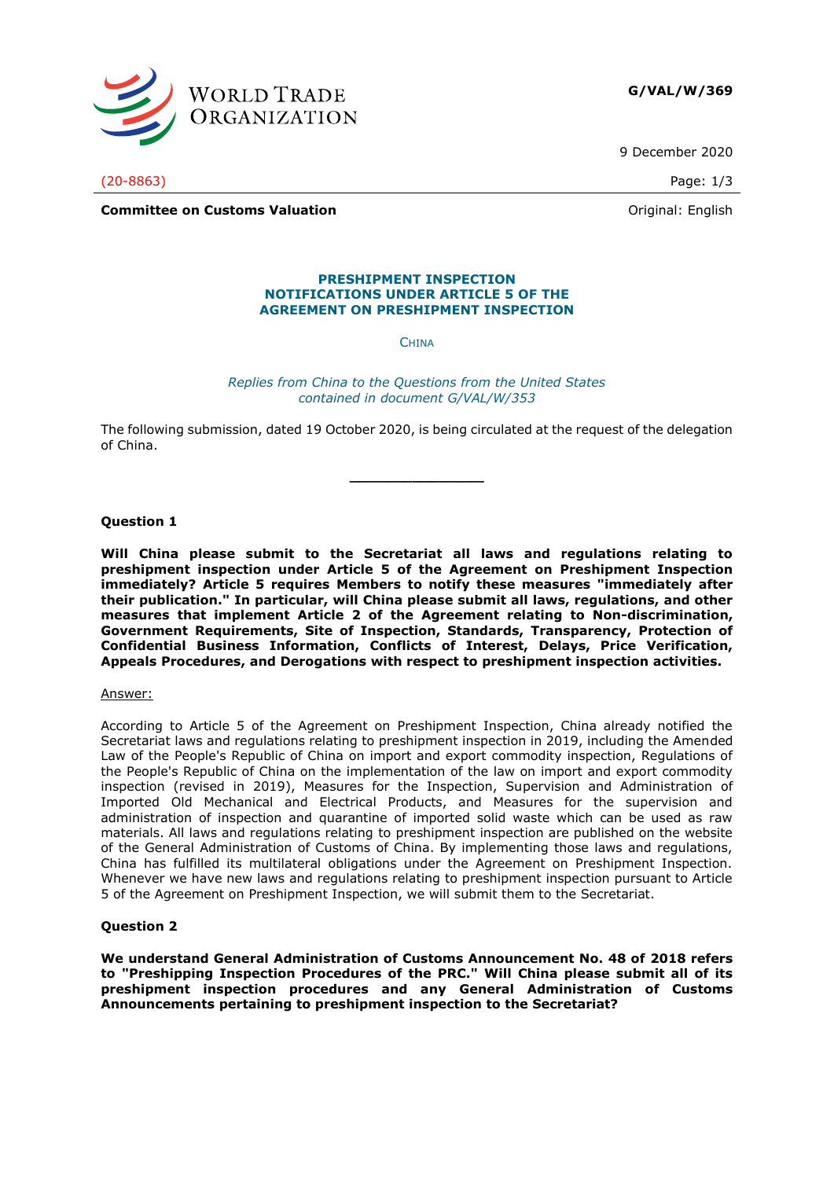WORLD TRADE ORGANIZATION

**G/VAL/W/369**

9 December 2020

(20-8863)

**Committee on Customs Valuation**

Original: English

## PRESHIPMENT INSPECTION NOTIFICATIONS UNDER ARTICLE 5 OF THE AGREEMENT ON PRESHIPMENT INSPECTION

CHINA

*Replies from China to the Questions from the United States contained in document G/VAL/W/353*

The following submission, dated 19 October 2020, is being circulated at the request of the delegation of China.

---

**Question 1**

**Will China please submit to the Secretariat all laws and regulations relating to preshipment inspection under Article 5 of the Agreement on Preshipment Inspection immediately? Article 5 requires Members to notify these measures "immediately after their publication." In particular, will China please submit all laws, regulations, and other measures that implement Article 2 of the Agreement relating to Non-discrimination, Government Requirements, Site of Inspection, Standards, Transparency, Protection of Confidential Business Information, Conflicts of Interest, Delays, Price Verification, Appeals Procedures, and Derogations with respect to preshipment inspection activities.**

Answer:

According to Article 5 of the Agreement on Preshipment Inspection, China already notified the Secretariat laws and regulations relating to preshipment inspection in 2019, including the Amended Law of the People's Republic of China on import and export commodity inspection, Regulations of the People's Republic of China on the implementation of the law on import and export commodity inspection (revised in 2019), Measures for the Inspection, Supervision and Administration of Imported Old Mechanical and Electrical Products, and Measures for the supervision and administration of inspection and quarantine of imported solid waste which can be used as raw materials. All laws and regulations relating to preshipment inspection are published on the website of the General Administration of Customs of China. By implementing those laws and regulations, China has fulfilled its multilateral obligations under the Agreement on Preshipment Inspection. Whenever we have new laws and regulations relating to preshipment inspection pursuant to Article 5 of the Agreement on Preshipment Inspection, we will submit them to the Secretariat.

**Question 2**

**We understand General Administration of Customs Announcement No. 48 of 2018 refers to "Preshipping Inspection Procedures of the PRC." Will China please submit all of its preshipment inspection procedures and any General Administration of Customs Announcements pertaining to preshipment inspection to the Secretariat?**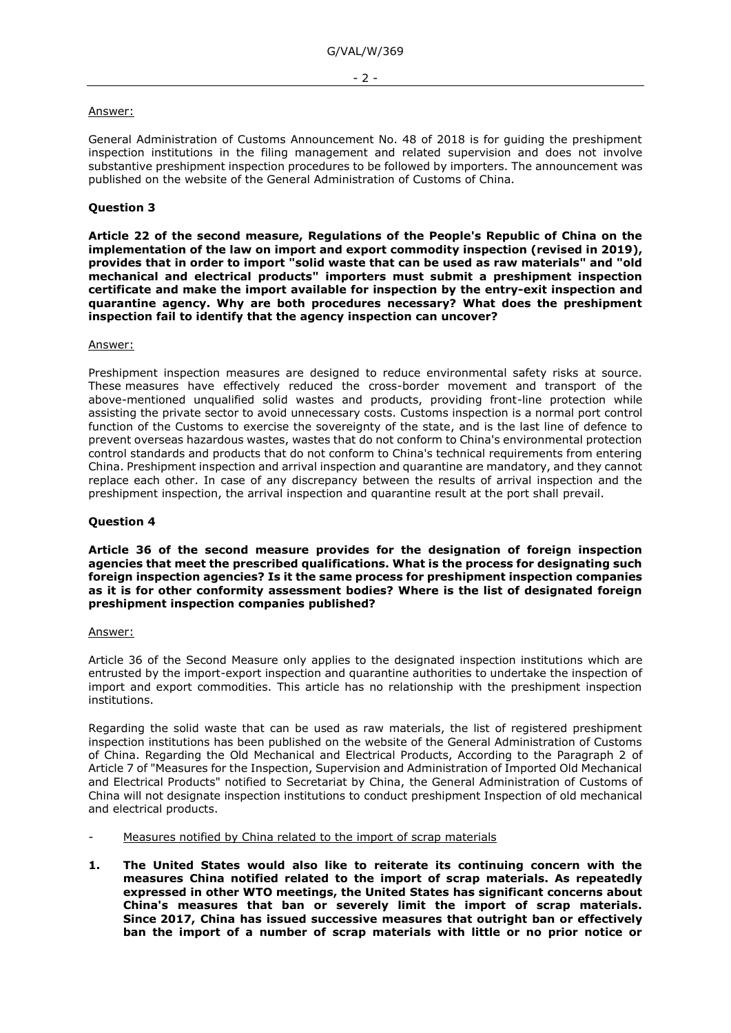Answer:

General Administration of Customs Announcement No. 48 of 2018 is for guiding the preshipment inspection institutions in the filing management and related supervision and does not involve substantive preshipment inspection procedures to be followed by importers. The announcement was published on the website of the General Administration of Customs of China.

**Question 3**

**Article 22 of the second measure, Regulations of the People's Republic of China on the implementation of the law on import and export commodity inspection (revised in 2019), provides that in order to import "solid waste that can be used as raw materials" and "old mechanical and electrical products" importers must submit a preshipment inspection certificate and make the import available for inspection by the entry-exit inspection and quarantine agency. Why are both procedures necessary? What does the preshipment inspection fail to identify that the agency inspection can uncover?**

Answer:

Preshipment inspection measures are designed to reduce environmental safety risks at source. These measures have effectively reduced the cross-border movement and transport of the above-mentioned unqualified solid wastes and products, providing front-line protection while assisting the private sector to avoid unnecessary costs. Customs inspection is a normal port control function of the Customs to exercise the sovereignty of the state, and is the last line of defence to prevent overseas hazardous wastes, wastes that do not conform to China's environmental protection control standards and products that do not conform to China's technical requirements from entering China. Preshipment inspection and arrival inspection and quarantine are mandatory, and they cannot replace each other. In case of any discrepancy between the results of arrival inspection and the preshipment inspection, the arrival inspection and quarantine result at the port shall prevail.

**Question 4**

**Article 36 of the second measure provides for the designation of foreign inspection agencies that meet the prescribed qualifications. What is the process for designating such foreign inspection agencies? Is it the same process for preshipment inspection companies as it is for other conformity assessment bodies? Where is the list of designated foreign preshipment inspection companies published?**

Answer:

Article 36 of the Second Measure only applies to the designated inspection institutions which are entrusted by the import-export inspection and quarantine authorities to undertake the inspection of import and export commodities. This article has no relationship with the preshipment inspection institutions.

Regarding the solid waste that can be used as raw materials, the list of registered preshipment inspection institutions has been published on the website of the General Administration of Customs of China. Regarding the Old Mechanical and Electrical Products, According to the Paragraph 2 of Article 7 of "Measures for the Inspection, Supervision and Administration of Imported Old Mechanical and Electrical Products" notified to Secretariat by China, the General Administration of Customs of China will not designate inspection institutions to conduct preshipment Inspection of old mechanical and electrical products.

- Measures notified by China related to the import of scrap materials

1. **The United States would also like to reiterate its continuing concern with the measures China notified related to the import of scrap materials. As repeatedly expressed in other WTO meetings, the United States has significant concerns about China's measures that ban or severely limit the import of scrap materials. Since 2017, China has issued successive measures that outright ban or effectively ban the import of a number of scrap materials with little or no prior notice or**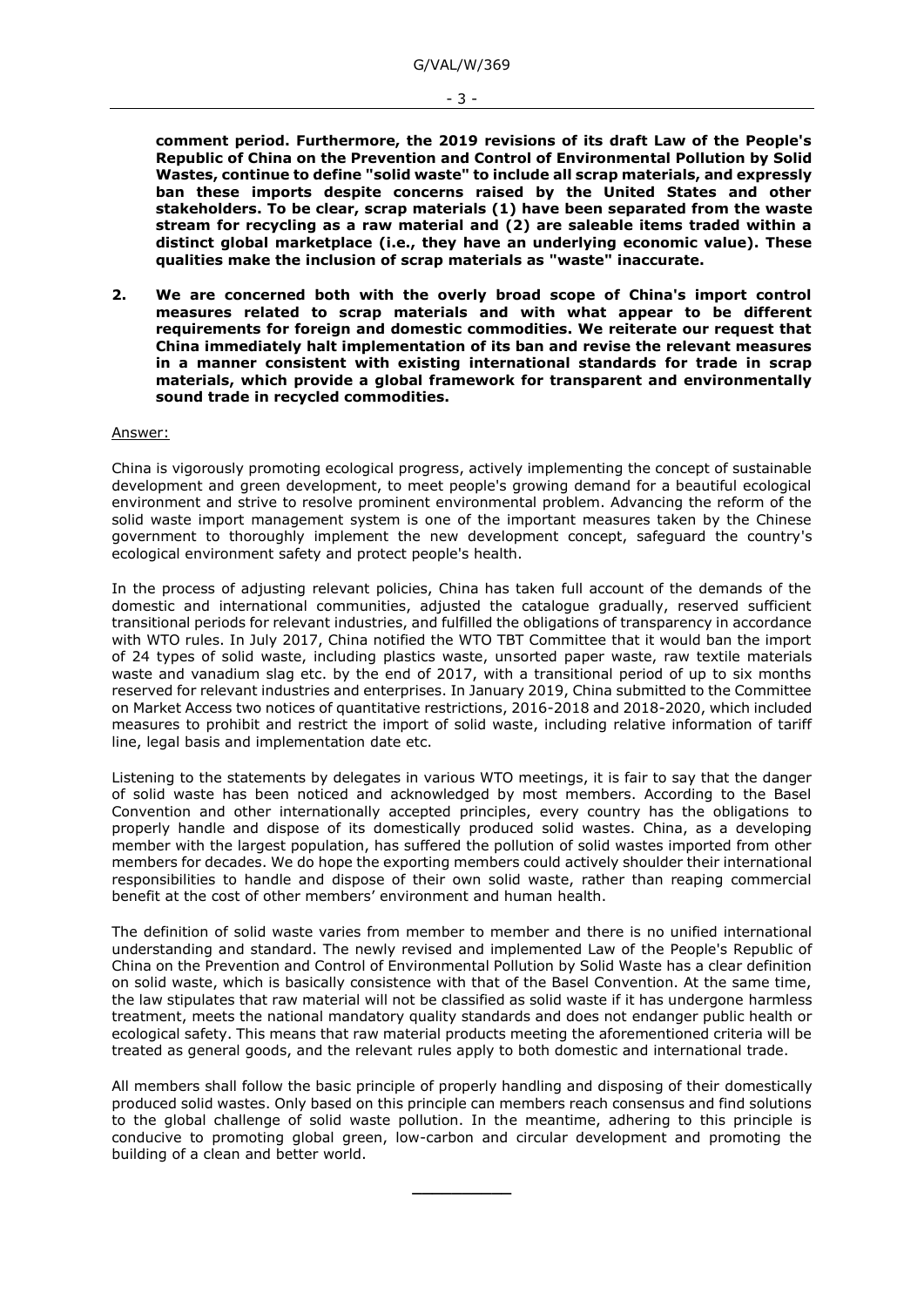**comment period. Furthermore, the 2019 revisions of its draft Law of the People's Republic of China on the Prevention and Control of Environmental Pollution by Solid Wastes, continue to define "solid waste" to include all scrap materials, and expressly ban these imports despite concerns raised by the United States and other stakeholders. To be clear, scrap materials (1) have been separated from the waste stream for recycling as a raw material and (2) are saleable items traded within a distinct global marketplace (i.e., they have an underlying economic value). These qualities make the inclusion of scrap materials as "waste" inaccurate.**

2. **We are concerned both with the overly broad scope of China's import control measures related to scrap materials and with what appear to be different requirements for foreign and domestic commodities. We reiterate our request that China immediately halt implementation of its ban and revise the relevant measures in a manner consistent with existing international standards for trade in scrap materials, which provide a global framework for transparent and environmentally sound trade in recycled commodities.**

Answer:

China is vigorously promoting ecological progress, actively implementing the concept of sustainable development and green development, to meet people's growing demand for a beautiful ecological environment and strive to resolve prominent environmental problem. Advancing the reform of the solid waste import management system is one of the important measures taken by the Chinese government to thoroughly implement the new development concept, safeguard the country's ecological environment safety and protect people's health.

In the process of adjusting relevant policies, China has taken full account of the demands of the domestic and international communities, adjusted the catalogue gradually, reserved sufficient transitional periods for relevant industries, and fulfilled the obligations of transparency in accordance with WTO rules. In July 2017, China notified the WTO TBT Committee that it would ban the import of 24 types of solid waste, including plastics waste, unsorted paper waste, raw textile materials waste and vanadium slag etc. by the end of 2017, with a transitional period of up to six months reserved for relevant industries and enterprises. In January 2019, China submitted to the Committee on Market Access two notices of quantitative restrictions, 2016-2018 and 2018-2020, which included measures to prohibit and restrict the import of solid waste, including relative information of tariff line, legal basis and implementation date etc.

Listening to the statements by delegates in various WTO meetings, it is fair to say that the danger of solid waste has been noticed and acknowledged by most members. According to the Basel Convention and other internationally accepted principles, every country has the obligations to properly handle and dispose of its domestically produced solid wastes. China, as a developing member with the largest population, has suffered the pollution of solid wastes imported from other members for decades. We do hope the exporting members could actively shoulder their international responsibilities to handle and dispose of their own solid waste, rather than reaping commercial benefit at the cost of other members' environment and human health.

The definition of solid waste varies from member to member and there is no unified international understanding and standard. The newly revised and implemented Law of the People's Republic of China on the Prevention and Control of Environmental Pollution by Solid Waste has a clear definition on solid waste, which is basically consistence with that of the Basel Convention. At the same time, the law stipulates that raw material will not be classified as solid waste if it has undergone harmless treatment, meets the national mandatory quality standards and does not endanger public health or ecological safety. This means that raw material products meeting the aforementioned criteria will be treated as general goods, and the relevant rules apply to both domestic and international trade.

All members shall follow the basic principle of properly handling and disposing of their domestically produced solid wastes. Only based on this principle can members reach consensus and find solutions to the global challenge of solid waste pollution. In the meantime, adhering to this principle is conducive to promoting global green, low-carbon and circular development and promoting the building of a clean and better world.

---